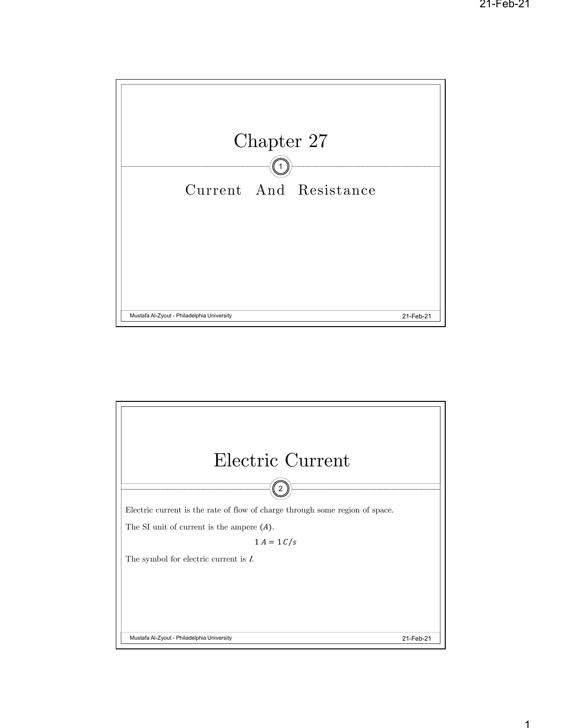# Chapter 27

## Current And Resistance

# Electric Current

Electric current is the rate of flow of charge through some region of space.

The SI unit of current is the ampere ($A$).

$$1\ A = 1\ C/s$$

The symbol for electric current is *I*.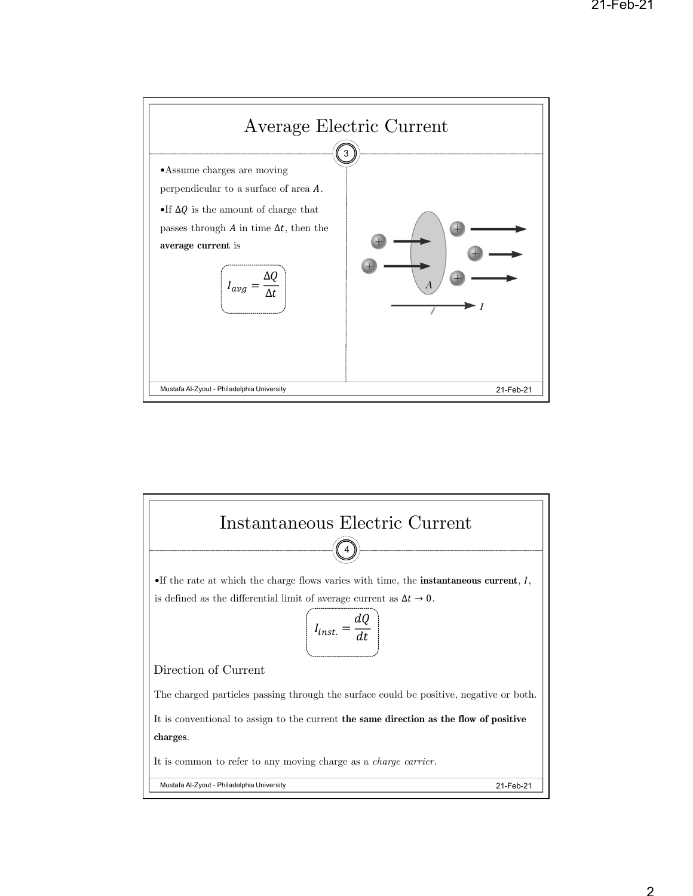## Average Electric Current

- Assume charges are moving perpendicular to a surface of area $A$.
- If $\Delta Q$ is the amount of charge that passes through $A$ in time $\Delta t$, then the **average current** is

$$I_{avg} = \frac{\Delta Q}{\Delta t}$$

## Instantaneous Electric Current

- If the rate at which the charge flows varies with time, the **instantaneous current**, $I$, is defined as the differential limit of average current as $\Delta t \to 0$.

$$I_{inst.} = \frac{dQ}{dt}$$

### Direction of Current

The charged particles passing through the surface could be positive, negative or both.

It is conventional to assign to the current **the same direction as the flow of positive charges**.

It is common to refer to any moving charge as a *charge carrier*.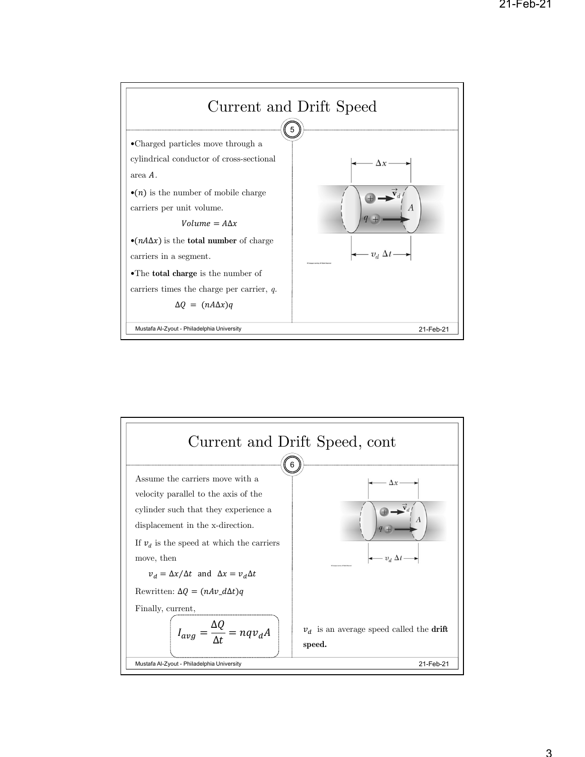# Current and Drift Speed

- Charged particles move through a cylindrical conductor of cross-sectional area $A$.
- $(n)$ is the number of mobile charge carriers per unit volume.

$$Volume = A\Delta x$$

- $(nA\Delta x)$ is the **total number** of charge carriers in a segment.
- The **total charge** is the number of carriers times the charge per carrier, $q$.

$$\Delta Q = (nA\Delta x)q$$

# Current and Drift Speed, cont

Assume the carriers move with a velocity parallel to the axis of the cylinder such that they experience a displacement in the x-direction.

If $v_d$ is the speed at which the carriers move, then

$v_d = \Delta x/\Delta t$ and $\Delta x = v_d \Delta t$

Rewritten: $\Delta Q = (nAv_d\Delta t)q$

Finally, current,

$$I_{avg} = \frac{\Delta Q}{\Delta t} = nqv_dA$$

$v_d$ is an average speed called the **drift speed.**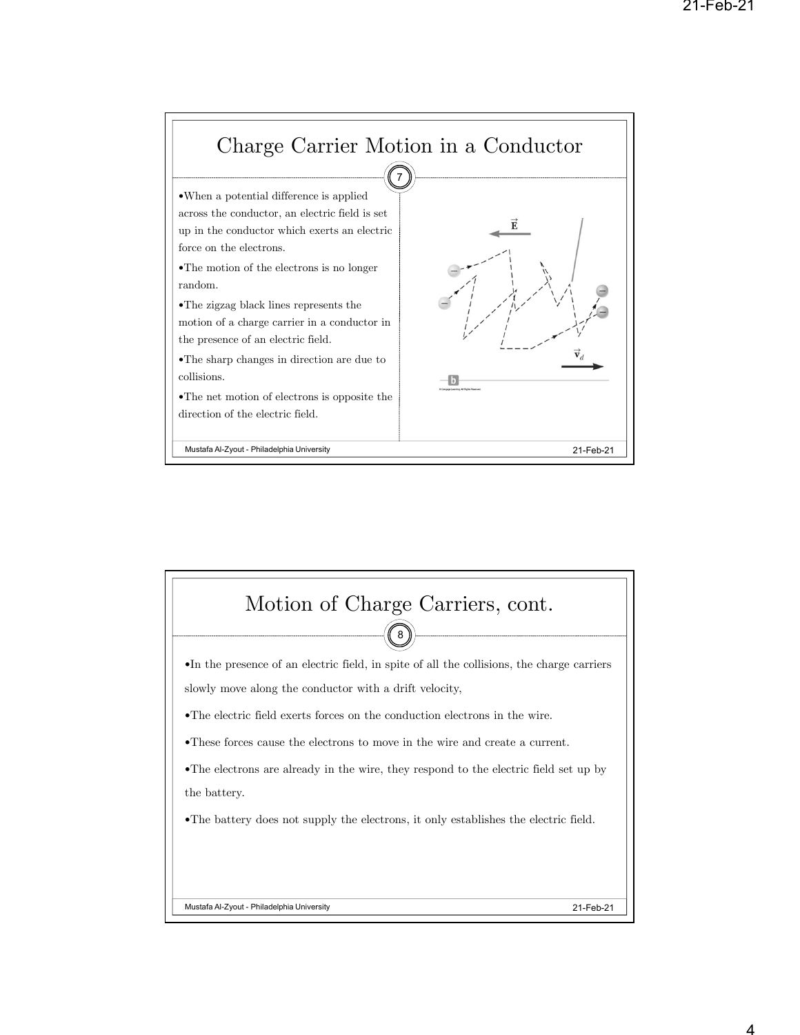## Charge Carrier Motion in a Conductor

- When a potential difference is applied across the conductor, an electric field is set up in the conductor which exerts an electric force on the electrons.
- The motion of the electrons is no longer random.
- The zigzag black lines represents the motion of a charge carrier in a conductor in the presence of an electric field.
- The sharp changes in direction are due to collisions.
- The net motion of electrons is opposite the direction of the electric field.

## Motion of Charge Carriers, cont.

- In the presence of an electric field, in spite of all the collisions, the charge carriers slowly move along the conductor with a drift velocity,
- The electric field exerts forces on the conduction electrons in the wire.
- These forces cause the electrons to move in the wire and create a current.
- The electrons are already in the wire, they respond to the electric field set up by the battery.
- The battery does not supply the electrons, it only establishes the electric field.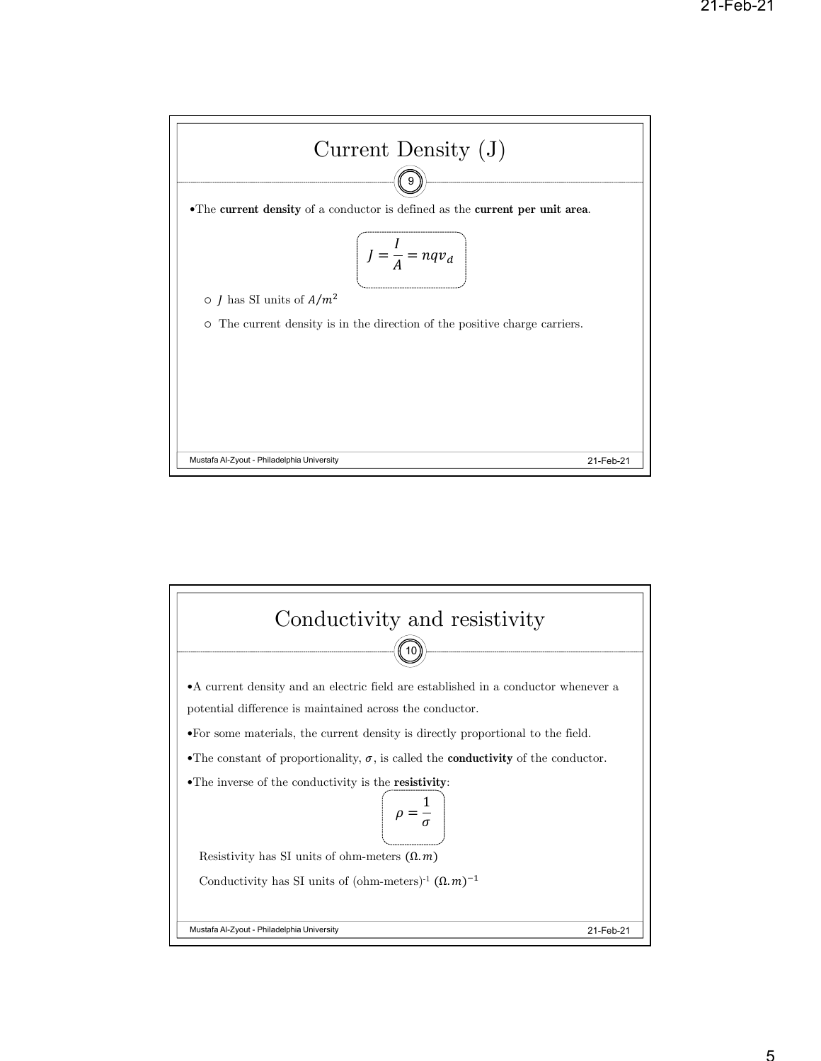# Current Density (J)

- The **current density** of a conductor is defined as the **current per unit area**.

$$J = \frac{I}{A} = nqv_d$$

  - $J$ has SI units of $A/m^2$
  - The current density is in the direction of the positive charge carriers.

# Conductivity and resistivity

- A current density and an electric field are established in a conductor whenever a potential difference is maintained across the conductor.
- For some materials, the current density is directly proportional to the field.
- The constant of proportionality, $\sigma$, is called the **conductivity** of the conductor.
- The inverse of the conductivity is the **resistivity**:

$$\rho = \frac{1}{\sigma}$$

Resistivity has SI units of ohm-meters $(\Omega.m)$

Conductivity has SI units of (ohm-meters)$^{-1}$ $(\Omega.m)^{-1}$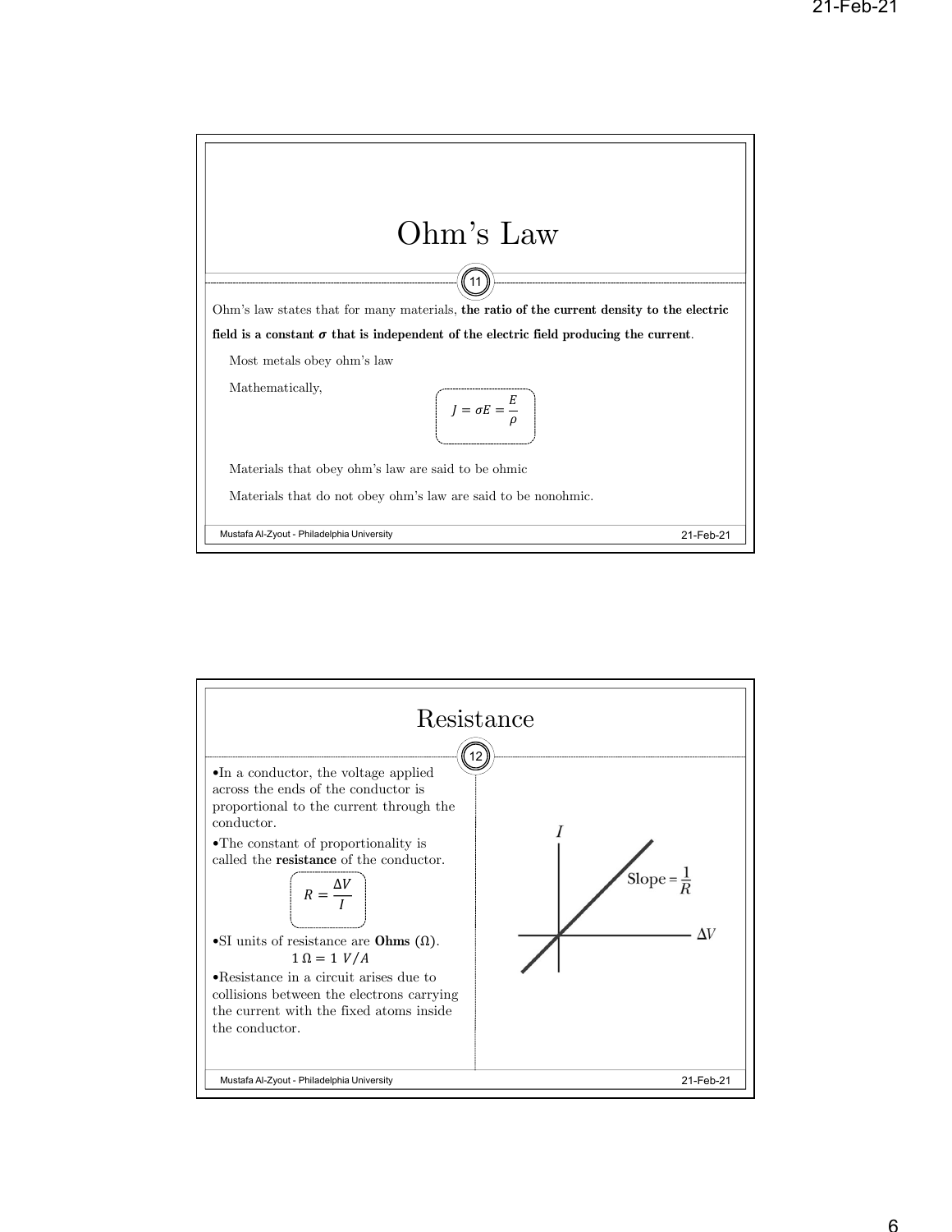# Ohm's Law

Ohm's law states that for many materials, **the ratio of the current density to the electric field is a constant $\sigma$ that is independent of the electric field producing the current**.

Most metals obey ohm's law

Mathematically,

$$J = \sigma E = \frac{E}{\rho}$$

Materials that obey ohm's law are said to be ohmic

Materials that do not obey ohm's law are said to be nonohmic.

# Resistance

- In a conductor, the voltage applied across the ends of the conductor is proportional to the current through the conductor.
- The constant of proportionality is called the **resistance** of the conductor.

$$R = \frac{\Delta V}{I}$$

- SI units of resistance are **Ohms** ($\Omega$).

$$1\,\Omega = 1\,V/A$$

- Resistance in a circuit arises due to collisions between the electrons carrying the current with the fixed atoms inside the conductor.

$I$

Slope $= \frac{1}{R}$

$\Delta V$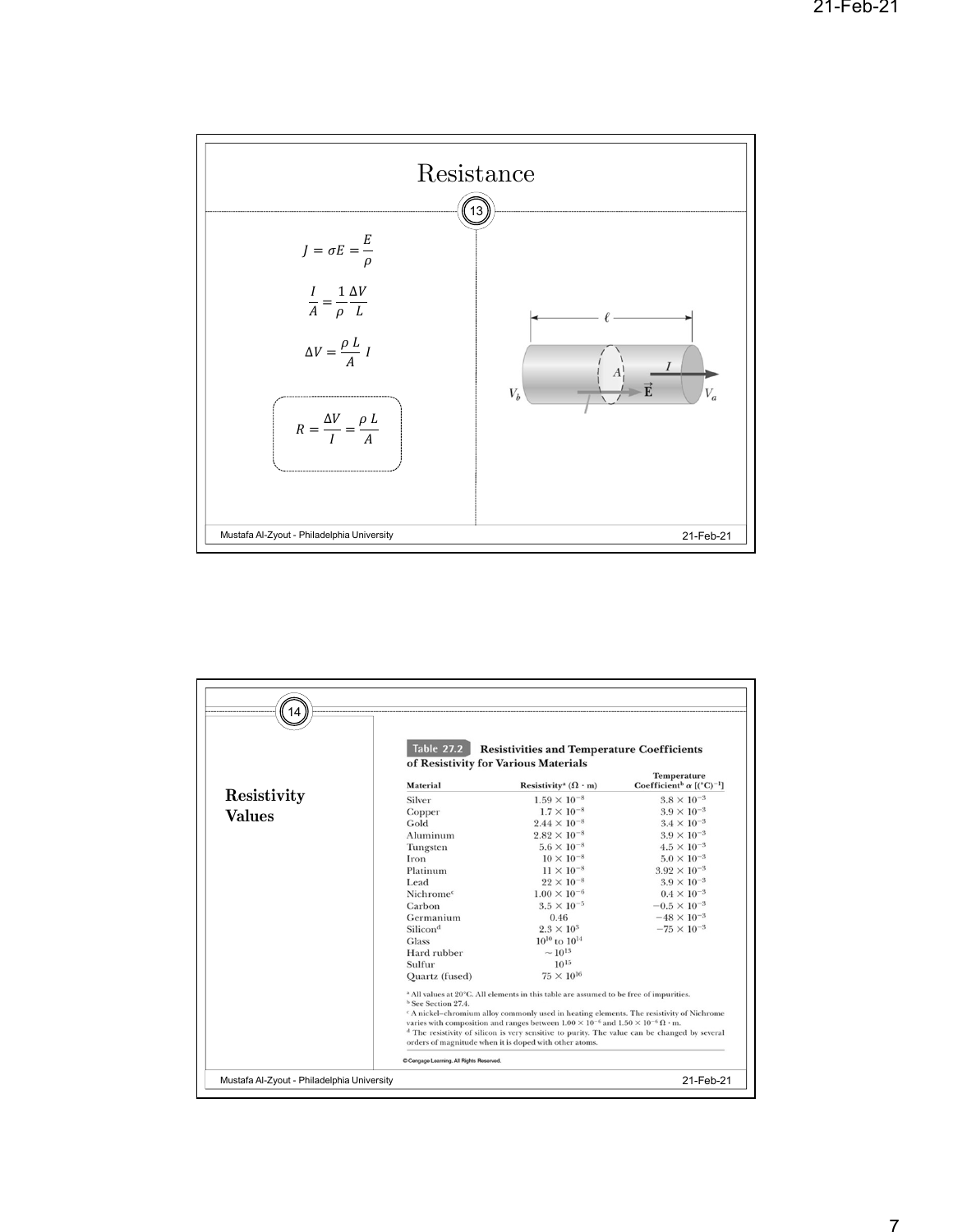# Resistance

$$J = \sigma E = \frac{E}{\rho}$$

$$\frac{I}{A} = \frac{1}{\rho}\frac{\Delta V}{L}$$

$$\Delta V = \frac{\rho\, L}{A}\; I$$

$$R = \frac{\Delta V}{I} = \frac{\rho\, L}{A}$$

# Resistivity Values

**Table 27.2 Resistivities and Temperature Coefficients of Resistivity for Various Materials**

| Material | Resistivity[a] ($\Omega \cdot m$) | Temperature Coefficient[b] $\alpha$ [$(°C)^{-1}$] |
|---|---|---|
| Silver | $1.59 \times 10^{-8}$ | $3.8 \times 10^{-3}$ |
| Copper | $1.7 \times 10^{-8}$ | $3.9 \times 10^{-3}$ |
| Gold | $2.44 \times 10^{-8}$ | $3.4 \times 10^{-3}$ |
| Aluminum | $2.82 \times 10^{-8}$ | $3.9 \times 10^{-3}$ |
| Tungsten | $5.6 \times 10^{-8}$ | $4.5 \times 10^{-3}$ |
| Iron | $10 \times 10^{-8}$ | $5.0 \times 10^{-3}$ |
| Platinum | $11 \times 10^{-8}$ | $3.92 \times 10^{-3}$ |
| Lead | $22 \times 10^{-8}$ | $3.9 \times 10^{-3}$ |
| Nichrome[c] | $1.00 \times 10^{-6}$ | $0.4 \times 10^{-3}$ |
| Carbon | $3.5 \times 10^{-5}$ | $-0.5 \times 10^{-3}$ |
| Germanium | 0.46 | $-48 \times 10^{-3}$ |
| Silicon[d] | $2.3 \times 10^{3}$ | $-75 \times 10^{-3}$ |
| Glass | $10^{10}$ to $10^{14}$ | |
| Hard rubber | $\sim 10^{13}$ | |
| Sulfur | $10^{15}$ | |
| Quartz (fused) | $75 \times 10^{16}$ | |

[a] All values at 20°C. All elements in this table are assumed to be free of impurities.
[b] See Section 27.4.
[c] A nickel–chromium alloy commonly used in heating elements. The resistivity of Nichrome varies with composition and ranges between $1.00 \times 10^{-6}$ and $1.50 \times 10^{-6}\ \Omega \cdot m$.
[d] The resistivity of silicon is very sensitive to purity. The value can be changed by several orders of magnitude when it is doped with other atoms.

© Cengage Learning. All Rights Reserved.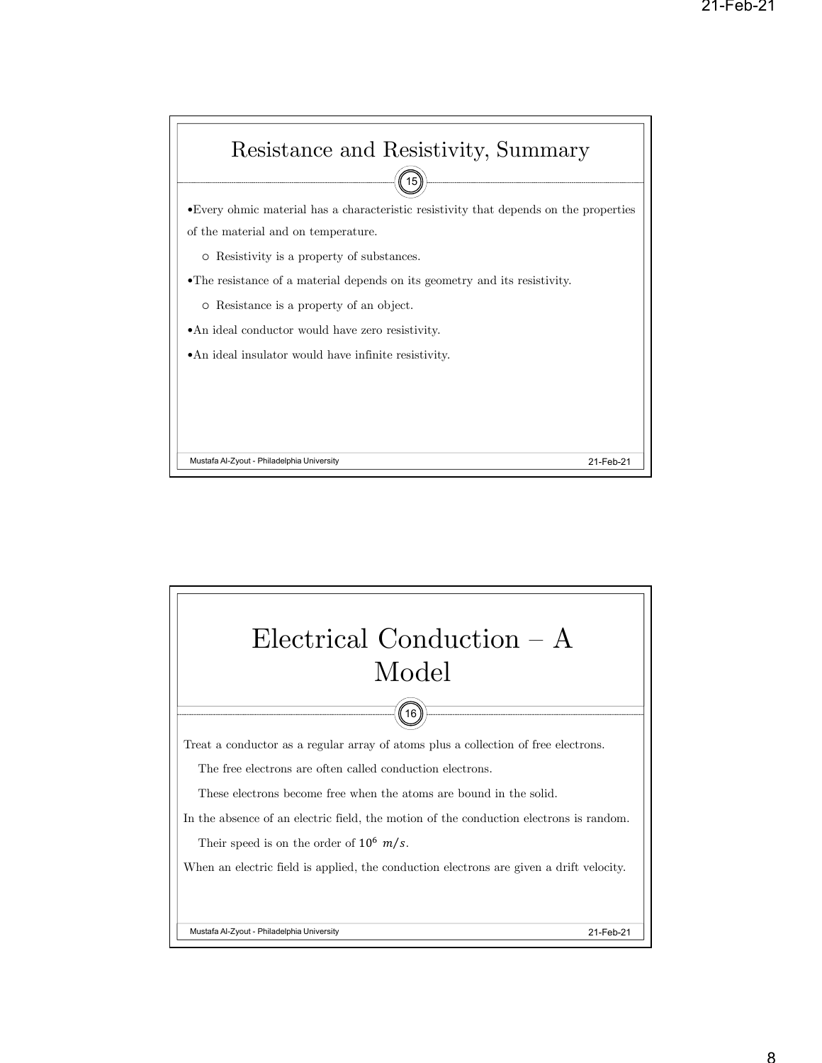## Resistance and Resistivity, Summary

- Every ohmic material has a characteristic resistivity that depends on the properties of the material and on temperature.
  - Resistivity is a property of substances.
- The resistance of a material depends on its geometry and its resistivity.
  - Resistance is a property of an object.
- An ideal conductor would have zero resistivity.
- An ideal insulator would have infinite resistivity.

## Electrical Conduction – A Model

Treat a conductor as a regular array of atoms plus a collection of free electrons.

The free electrons are often called conduction electrons.

These electrons become free when the atoms are bound in the solid.

In the absence of an electric field, the motion of the conduction electrons is random.

Their speed is on the order of $10^6\ m/s$.

When an electric field is applied, the conduction electrons are given a drift velocity.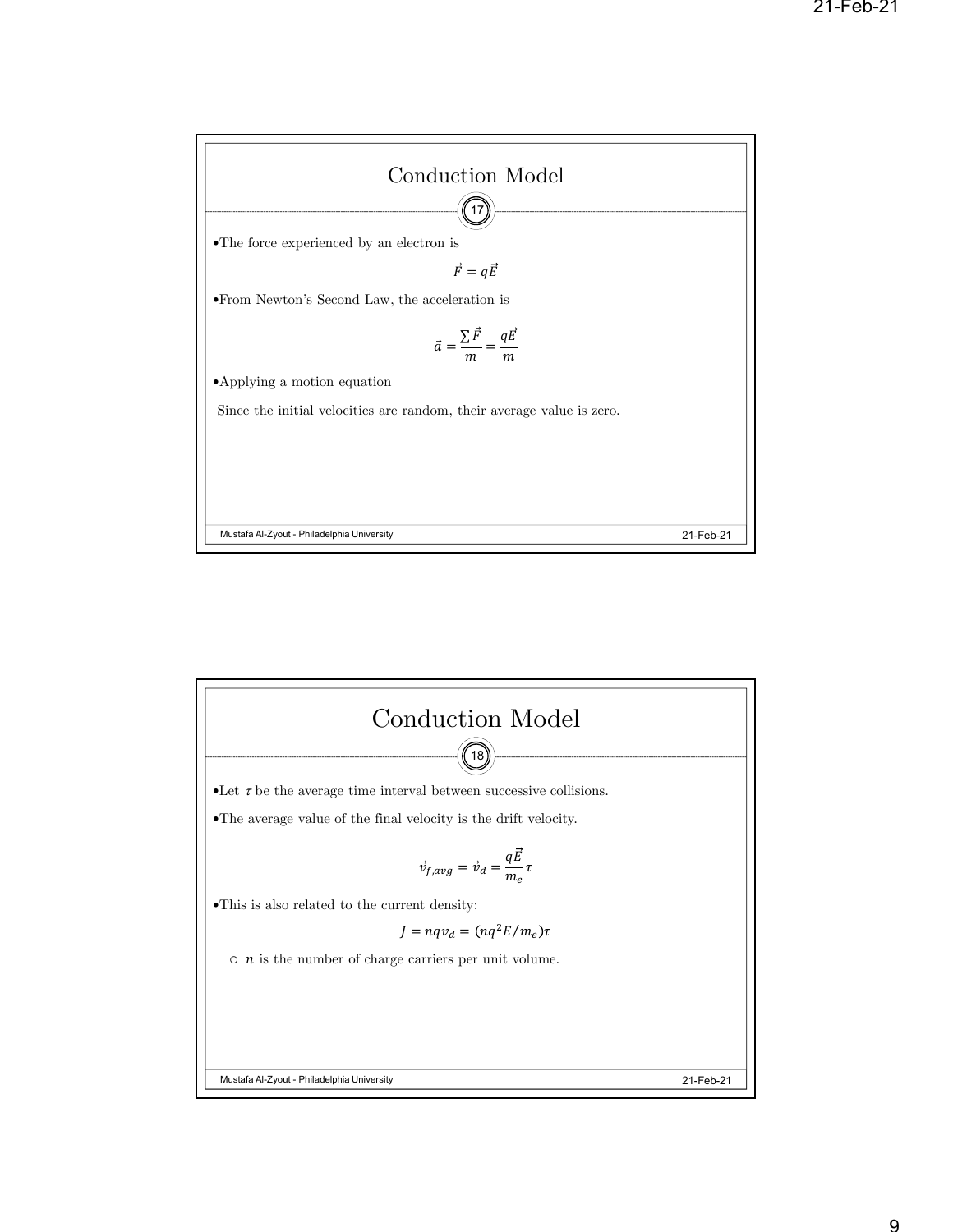# Conduction Model

- The force experienced by an electron is

$$\vec{F} = q\vec{E}$$

- From Newton's Second Law, the acceleration is

$$\vec{a} = \frac{\sum \vec{F}}{m} = \frac{q\vec{E}}{m}$$

- Applying a motion equation

Since the initial velocities are random, their average value is zero.

# Conduction Model

- Let $\tau$ be the average time interval between successive collisions.
- The average value of the final velocity is the drift velocity.

$$\vec{v}_{f,avg} = \vec{v}_d = \frac{q\vec{E}}{m_e}\tau$$

- This is also related to the current density:

$$J = nqv_d = (nq^2E/m_e)\tau$$

  - $n$ is the number of charge carriers per unit volume.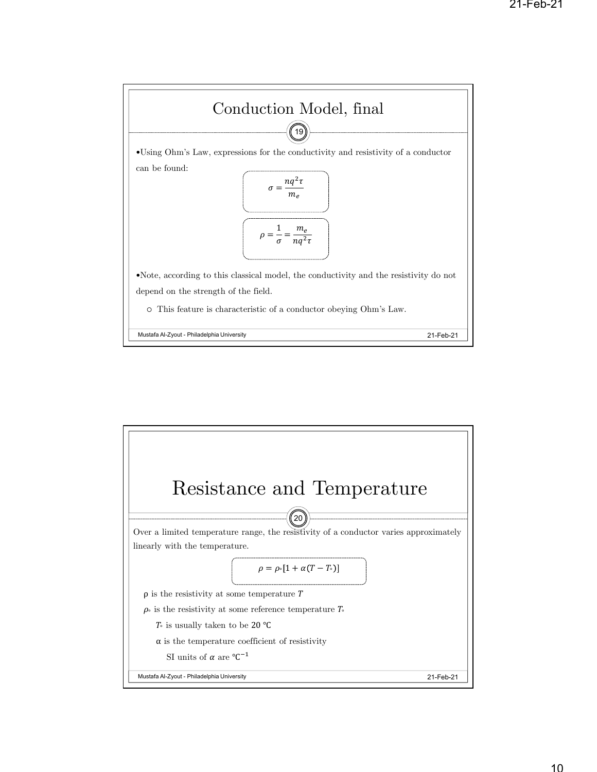## Conduction Model, final

- Using Ohm's Law, expressions for the conductivity and resistivity of a conductor can be found:

$$\sigma = \frac{nq^2\tau}{m_e}$$

$$\rho = \frac{1}{\sigma} = \frac{m_e}{nq^2\tau}$$

- Note, according to this classical model, the conductivity and the resistivity do not depend on the strength of the field.
  - This feature is characteristic of a conductor obeying Ohm's Law.

## Resistance and Temperature

Over a limited temperature range, the resistivity of a conductor varies approximately linearly with the temperature.

$$\rho = \rho_\circ[1 + \alpha(T - T_\circ)]$$

- $\rho$ is the resistivity at some temperature $T$
- $\rho_\circ$ is the resistivity at some reference temperature $T_\circ$
  - $T_\circ$ is usually taken to be 20 °C
  - $\alpha$ is the temperature coefficient of resistivity
    - SI units of $\alpha$ are $℃^{-1}$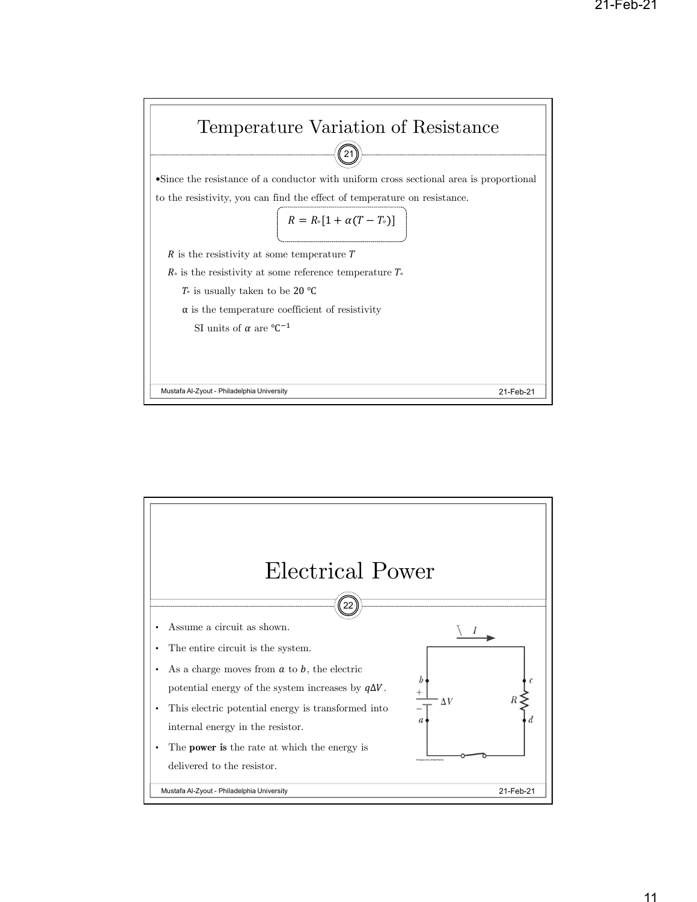# Temperature Variation of Resistance

- Since the resistance of a conductor with uniform cross sectional area is proportional to the resistivity, you can find the effect of temperature on resistance.

$$R = R_{\circ}[1 + \alpha(T - T_{\circ})]$$

- $R$ is the resistivity at some temperature $T$
- $R_{\circ}$ is the resistivity at some reference temperature $T_{\circ}$
  - $T_{\circ}$ is usually taken to be $20\ ^{\circ}\mathrm{C}$
  - $\alpha$ is the temperature coefficient of resistivity
    - SI units of $\alpha$ are $^{\circ}\mathrm{C}^{-1}$

# Electrical Power

- Assume a circuit as shown.
- The entire circuit is the system.
- As a charge moves from $a$ to $b$, the electric potential energy of the system increases by $q\Delta V$.
- This electric potential energy is transformed into internal energy in the resistor.
- The **power is** the rate at which the energy is delivered to the resistor.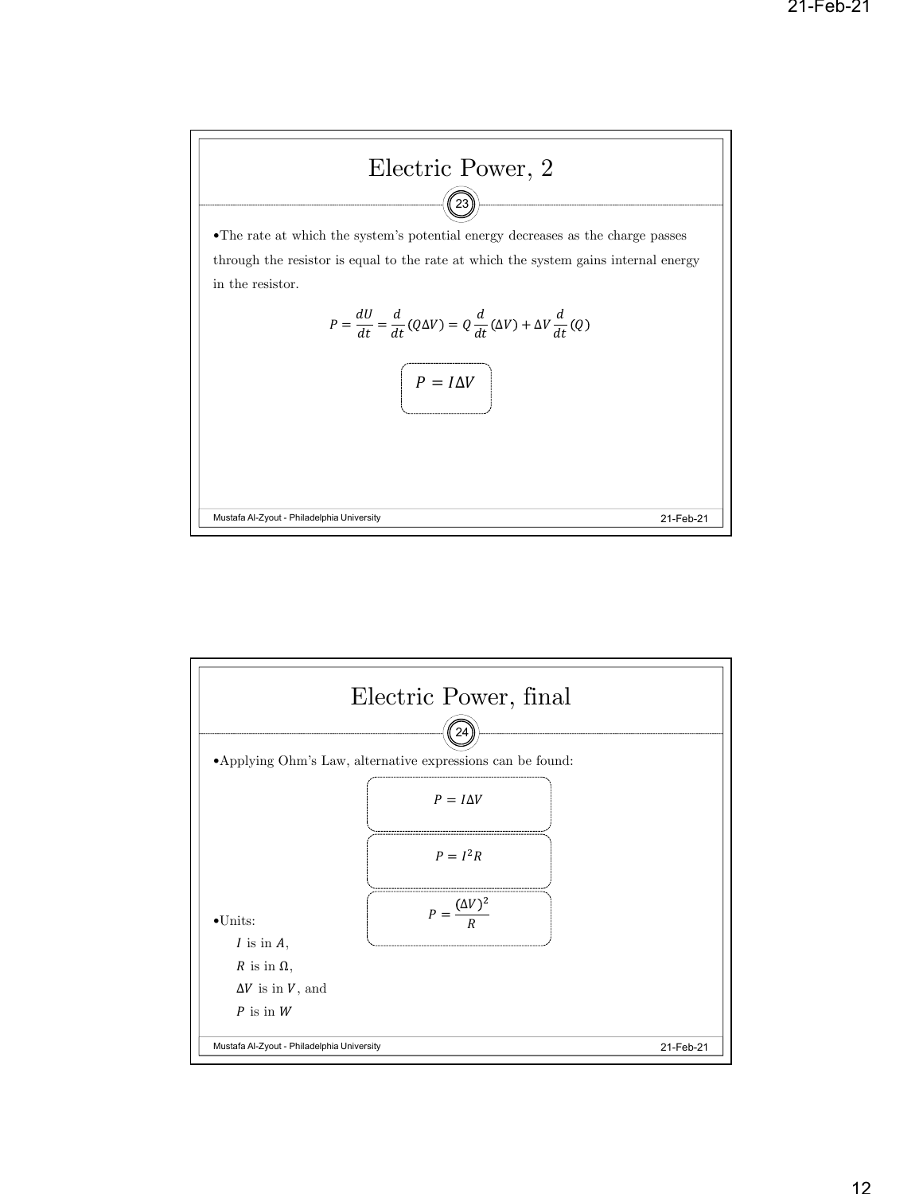## Electric Power, 2

- The rate at which the system's potential energy decreases as the charge passes through the resistor is equal to the rate at which the system gains internal energy in the resistor.

$$P = \frac{dU}{dt} = \frac{d}{dt}(Q\Delta V) = Q\frac{d}{dt}(\Delta V) + \Delta V\frac{d}{dt}(Q)$$

$$P = I\Delta V$$

## Electric Power, final

- Applying Ohm's Law, alternative expressions can be found:

$$P = I\Delta V$$

$$P = I^2 R$$

$$P = \frac{(\Delta V)^2}{R}$$

- Units:
  - $I$ is in $A$,
  - $R$ is in $\Omega$,
  - $\Delta V$ is in $V$, and
  - $P$ is in $W$